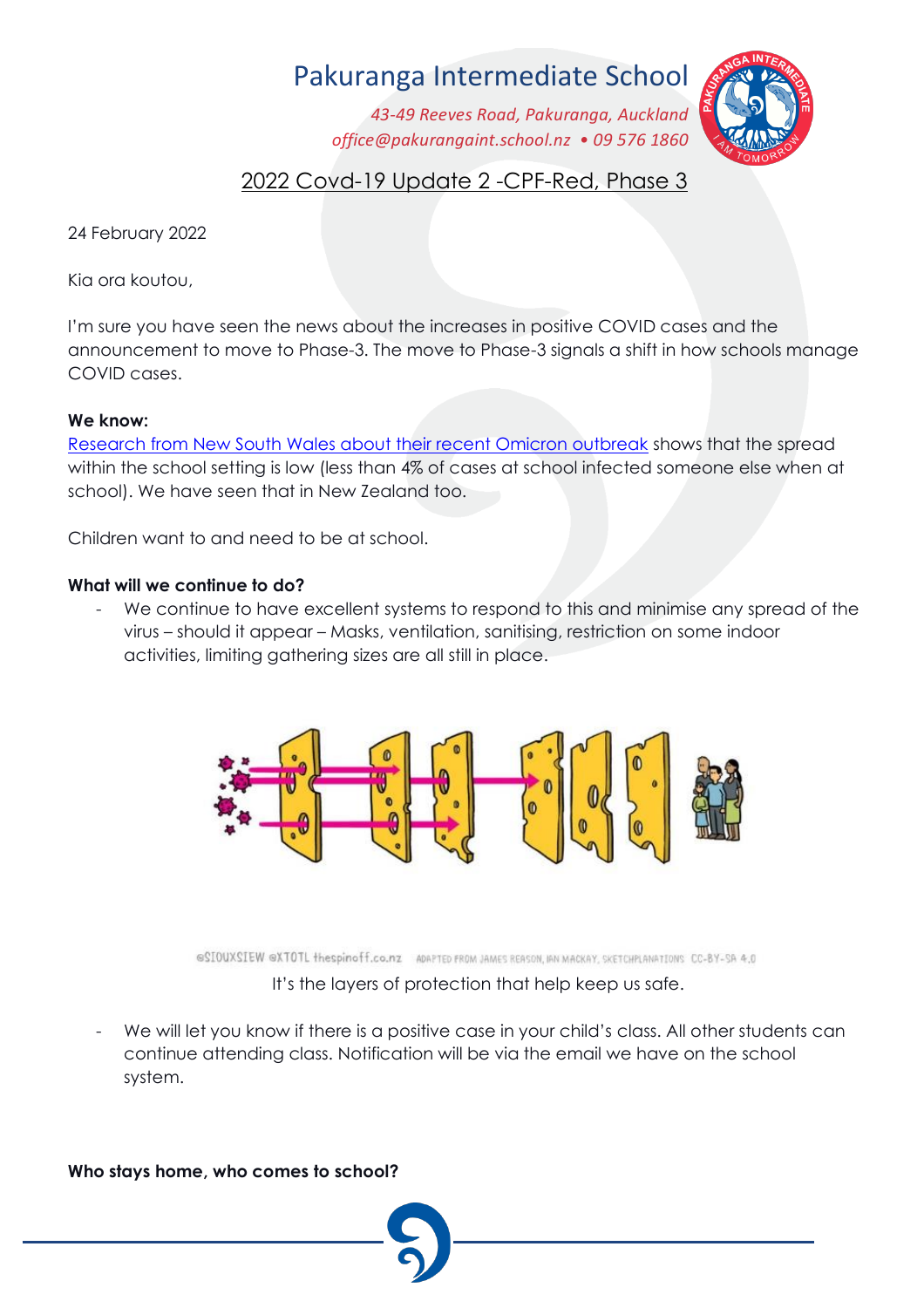# Pakuranga Intermediate School

*43-49 Reeves Road, Pakuranga, Auckland*
*office@pakurangaint.school.nz • 09 576 1860*

## 2022 Covd-19 Update 2 -CPF-Red, Phase 3

24 February 2022

Kia ora koutou,

I'm sure you have seen the news about the increases in positive COVID cases and the announcement to move to Phase-3. The move to Phase-3 signals a shift in how schools manage COVID cases.

**We know:**
Research from New South Wales about their recent Omicron outbreak shows that the spread within the school setting is low (less than 4% of cases at school infected someone else when at school). We have seen that in New Zealand too.

Children want to and need to be at school.

**What will we continue to do?**

- We continue to have excellent systems to respond to this and minimise any spread of the virus – should it appear – Masks, ventilation, sanitising, restriction on some indoor activities, limiting gathering sizes are all still in place.

@SIOUXSIEW @XTOTL thespinoff.co.nz ADAPTED FROM JAMES REASON, IAN MACKAY, SKETCHPLANATIONS CC-BY-SA 4.0

It's the layers of protection that help keep us safe.

- We will let you know if there is a positive case in your child's class. All other students can continue attending class. Notification will be via the email we have on the school system.

**Who stays home, who comes to school?**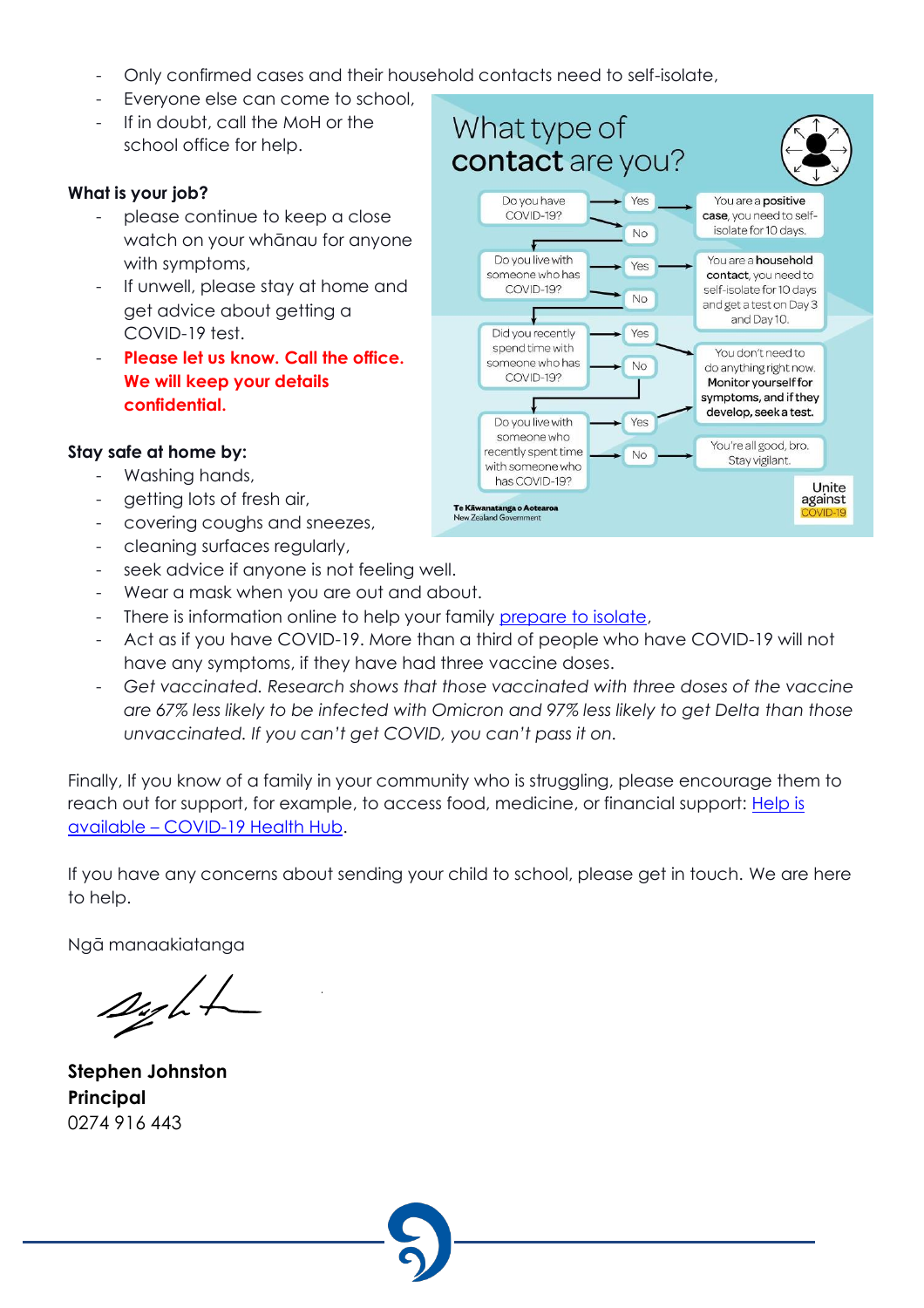- Only confirmed cases and their household contacts need to self-isolate,
- Everyone else can come to school,
- If in doubt, call the MoH or the school office for help.

**What is your job?**

- please continue to keep a close watch on your whānau for anyone with symptoms,
- If unwell, please stay at home and get advice about getting a COVID-19 test.
- **Please let us know. Call the office. We will keep your details confidential.**

**Stay safe at home by:**

- Washing hands,
- getting lots of fresh air,
- covering coughs and sneezes,
- cleaning surfaces regularly,
- seek advice if anyone is not feeling well.
- Wear a mask when you are out and about.
- There is information online to help your family prepare to isolate,
- Act as if you have COVID-19. More than a third of people who have COVID-19 will not have any symptoms, if they have had three vaccine doses.
- *Get vaccinated. Research shows that those vaccinated with three doses of the vaccine are 67% less likely to be infected with Omicron and 97% less likely to get Delta than those unvaccinated. If you can't get COVID, you can't pass it on.*

What type of **contact** are you?

Do you have COVID-19?
Yes
No
You are a **positive case**, you need to self-isolate for 10 days.
Do you live with someone who has COVID-19?
Yes
No
You are a **household contact**, you need to self-isolate for 10 days and get a test on Day 3 and Day 10.
Did you recently spend time with someone who has COVID-19?
Yes
No
You don't need to do anything right now. **Monitor yourself for symptoms, and if they develop, seek a test.**
Do you live with someone who recently spent time with someone who has COVID-19?
Yes
No
You're all good, bro. Stay vigilant.
Te Kāwanatanga o Aotearoa
New Zealand Government
Unite against COVID-19

Finally, If you know of a family in your community who is struggling, please encourage them to reach out for support, for example, to access food, medicine, or financial support: Help is available – COVID-19 Health Hub.

If you have any concerns about sending your child to school, please get in touch. We are here to help.

Ngā manaakiatanga

**Stephen Johnston**
**Principal**
0274 916 443